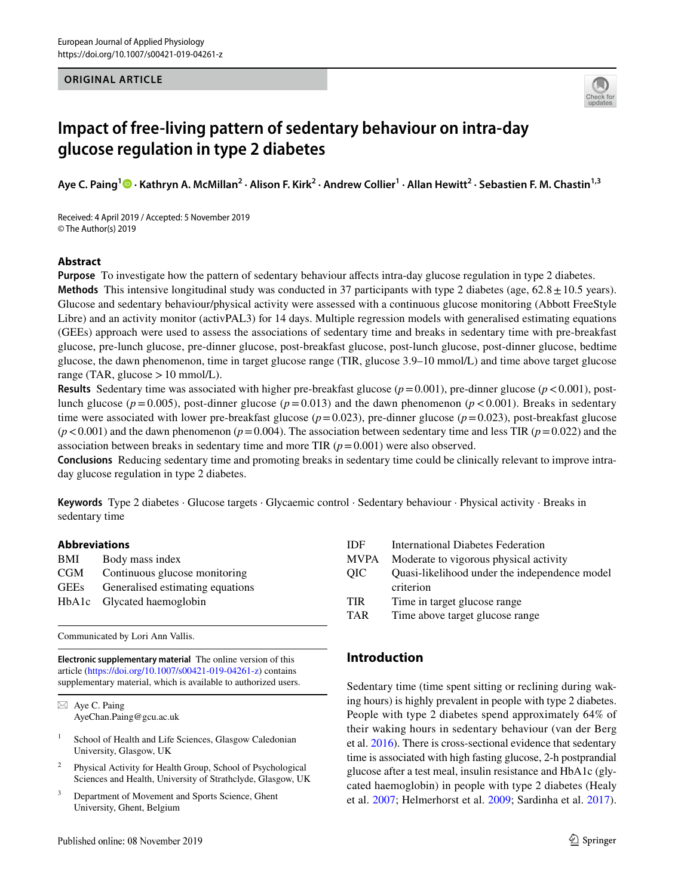ORIGINAL ARTICLE

# Impact of free-living pattern of sedentary behaviour on intra-day glucose regulation in type 2 diabetes

**Aye C. Paing[1] · Kathryn A. McMillan[2] · Alison F. Kirk[2] · Andrew Collier[1] · Allan Hewitt[2] · Sebastien F. M. Chastin[1,3]**

Received: 4 April 2019 / Accepted: 5 November 2019
© The Author(s) 2019

## Abstract

**Purpose** To investigate how the pattern of sedentary behaviour affects intra-day glucose regulation in type 2 diabetes.

**Methods** This intensive longitudinal study was conducted in 37 participants with type 2 diabetes (age, $62.8 \pm 10.5$ years). Glucose and sedentary behaviour/physical activity were assessed with a continuous glucose monitoring (Abbott FreeStyle Libre) and an activity monitor (activPAL3) for 14 days. Multiple regression models with generalised estimating equations (GEEs) approach were used to assess the associations of sedentary time and breaks in sedentary time with pre-breakfast glucose, pre-lunch glucose, pre-dinner glucose, post-breakfast glucose, post-lunch glucose, post-dinner glucose, bedtime glucose, the dawn phenomenon, time in target glucose range (TIR, glucose 3.9–10 mmol/L) and time above target glucose range (TAR, glucose > 10 mmol/L).

**Results** Sedentary time was associated with higher pre-breakfast glucose ($p = 0.001$), pre-dinner glucose ($p < 0.001$), post-lunch glucose ($p = 0.005$), post-dinner glucose ($p = 0.013$) and the dawn phenomenon ($p < 0.001$). Breaks in sedentary time were associated with lower pre-breakfast glucose ($p = 0.023$), pre-dinner glucose ($p = 0.023$), post-breakfast glucose ($p < 0.001$) and the dawn phenomenon ($p = 0.004$). The association between sedentary time and less TIR ($p = 0.022$) and the association between breaks in sedentary time and more TIR ($p = 0.001$) were also observed.

**Conclusions** Reducing sedentary time and promoting breaks in sedentary time could be clinically relevant to improve intra-day glucose regulation in type 2 diabetes.

**Keywords** Type 2 diabetes · Glucose targets · Glycaemic control · Sedentary behaviour · Physical activity · Breaks in sedentary time

### Abbreviations

| | |
|---|---|
| BMI | Body mass index |
| CGM | Continuous glucose monitoring |
| GEEs | Generalised estimating equations |
| HbA1c | Glycated haemoglobin |
| IDF | International Diabetes Federation |
| MVPA | Moderate to vigorous physical activity |
| QIC | Quasi-likelihood under the independence model criterion |
| TIR | Time in target glucose range |
| TAR | Time above target glucose range |

Communicated by Lori Ann Vallis.

**Electronic supplementary material** The online version of this article (https://doi.org/10.1007/s00421-019-04261-z) contains supplementary material, which is available to authorized users.

✉ Aye C. Paing
AyeChan.Paing@gcu.ac.uk

1 School of Health and Life Sciences, Glasgow Caledonian University, Glasgow, UK

2 Physical Activity for Health Group, School of Psychological Sciences and Health, University of Strathclyde, Glasgow, UK

3 Department of Movement and Sports Science, Ghent University, Ghent, Belgium

## Introduction

Sedentary time (time spent sitting or reclining during waking hours) is highly prevalent in people with type 2 diabetes. People with type 2 diabetes spend approximately 64% of their waking hours in sedentary behaviour (van der Berg et al. 2016). There is cross-sectional evidence that sedentary time is associated with high fasting glucose, 2-h postprandial glucose after a test meal, insulin resistance and HbA1c (glycated haemoglobin) in people with type 2 diabetes (Healy et al. 2007; Helmerhorst et al. 2009; Sardinha et al. 2017).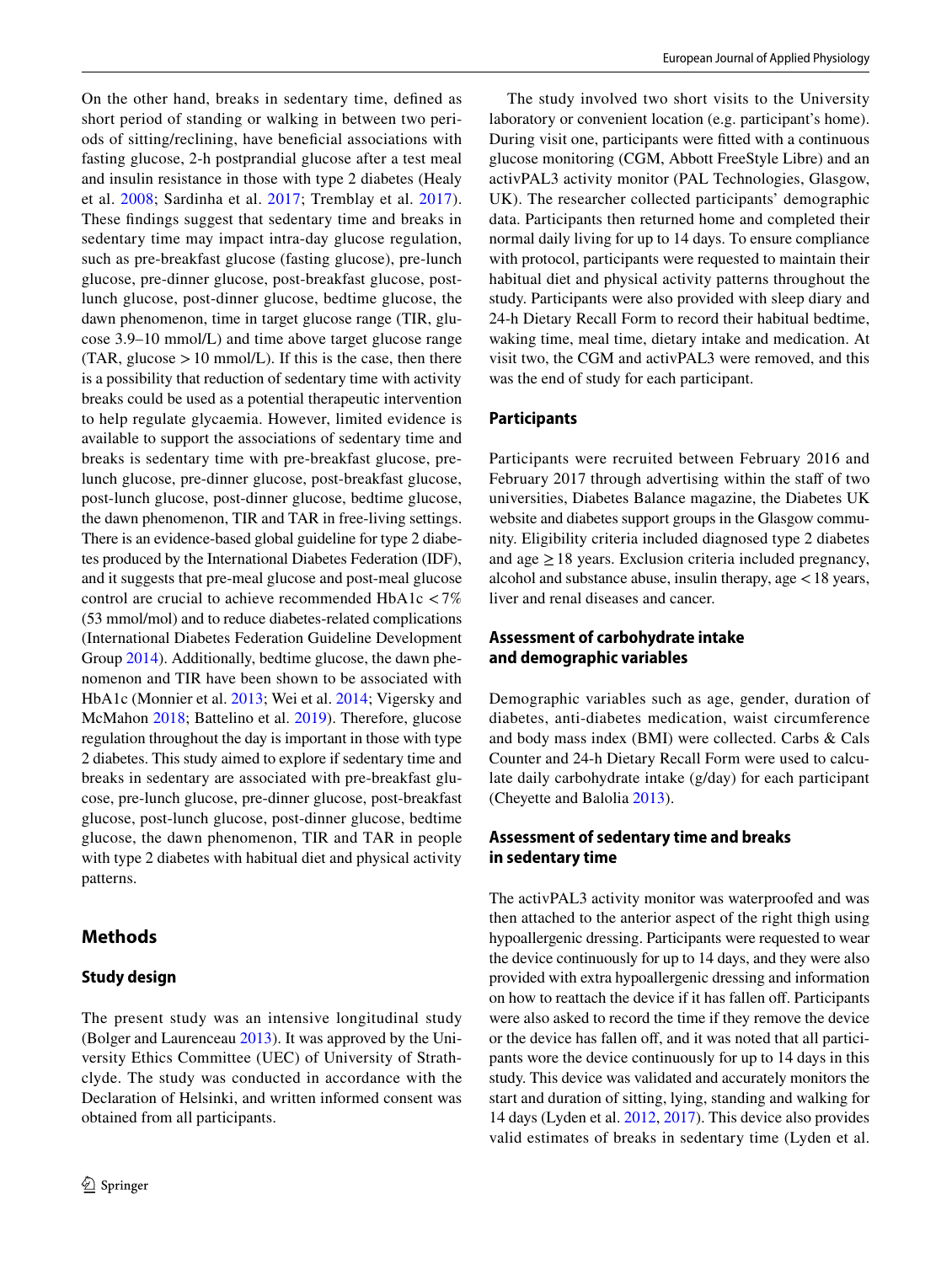On the other hand, breaks in sedentary time, defined as short period of standing or walking in between two periods of sitting/reclining, have beneficial associations with fasting glucose, 2-h postprandial glucose after a test meal and insulin resistance in those with type 2 diabetes (Healy et al. 2008; Sardinha et al. 2017; Tremblay et al. 2017). These findings suggest that sedentary time and breaks in sedentary time may impact intra-day glucose regulation, such as pre-breakfast glucose (fasting glucose), pre-lunch glucose, pre-dinner glucose, post-breakfast glucose, post-lunch glucose, post-dinner glucose, bedtime glucose, the dawn phenomenon, time in target glucose range (TIR, glucose 3.9–10 mmol/L) and time above target glucose range (TAR, glucose > 10 mmol/L). If this is the case, then there is a possibility that reduction of sedentary time with activity breaks could be used as a potential therapeutic intervention to help regulate glycaemia. However, limited evidence is available to support the associations of sedentary time and breaks is sedentary time with pre-breakfast glucose, pre-lunch glucose, pre-dinner glucose, post-breakfast glucose, post-lunch glucose, post-dinner glucose, bedtime glucose, the dawn phenomenon, TIR and TAR in free-living settings. There is an evidence-based global guideline for type 2 diabetes produced by the International Diabetes Federation (IDF), and it suggests that pre-meal glucose and post-meal glucose control are crucial to achieve recommended HbA1c < 7% (53 mmol/mol) and to reduce diabetes-related complications (International Diabetes Federation Guideline Development Group 2014). Additionally, bedtime glucose, the dawn phenomenon and TIR have been shown to be associated with HbA1c (Monnier et al. 2013; Wei et al. 2014; Vigersky and McMahon 2018; Battelino et al. 2019). Therefore, glucose regulation throughout the day is important in those with type 2 diabetes. This study aimed to explore if sedentary time and breaks in sedentary are associated with pre-breakfast glucose, pre-lunch glucose, pre-dinner glucose, post-breakfast glucose, post-lunch glucose, post-dinner glucose, bedtime glucose, the dawn phenomenon, TIR and TAR in people with type 2 diabetes with habitual diet and physical activity patterns.

## Methods

### Study design

The present study was an intensive longitudinal study (Bolger and Laurenceau 2013). It was approved by the University Ethics Committee (UEC) of University of Strathclyde. The study was conducted in accordance with the Declaration of Helsinki, and written informed consent was obtained from all participants.

The study involved two short visits to the University laboratory or convenient location (e.g. participant's home). During visit one, participants were fitted with a continuous glucose monitoring (CGM, Abbott FreeStyle Libre) and an activPAL3 activity monitor (PAL Technologies, Glasgow, UK). The researcher collected participants' demographic data. Participants then returned home and completed their normal daily living for up to 14 days. To ensure compliance with protocol, participants were requested to maintain their habitual diet and physical activity patterns throughout the study. Participants were also provided with sleep diary and 24-h Dietary Recall Form to record their habitual bedtime, waking time, meal time, dietary intake and medication. At visit two, the CGM and activPAL3 were removed, and this was the end of study for each participant.

### Participants

Participants were recruited between February 2016 and February 2017 through advertising within the staff of two universities, Diabetes Balance magazine, the Diabetes UK website and diabetes support groups in the Glasgow community. Eligibility criteria included diagnosed type 2 diabetes and age ≥ 18 years. Exclusion criteria included pregnancy, alcohol and substance abuse, insulin therapy, age < 18 years, liver and renal diseases and cancer.

### Assessment of carbohydrate intake and demographic variables

Demographic variables such as age, gender, duration of diabetes, anti-diabetes medication, waist circumference and body mass index (BMI) were collected. Carbs & Cals Counter and 24-h Dietary Recall Form were used to calculate daily carbohydrate intake (g/day) for each participant (Cheyette and Balolia 2013).

### Assessment of sedentary time and breaks in sedentary time

The activPAL3 activity monitor was waterproofed and was then attached to the anterior aspect of the right thigh using hypoallergenic dressing. Participants were requested to wear the device continuously for up to 14 days, and they were also provided with extra hypoallergenic dressing and information on how to reattach the device if it has fallen off. Participants were also asked to record the time if they remove the device or the device has fallen off, and it was noted that all participants wore the device continuously for up to 14 days in this study. This device was validated and accurately monitors the start and duration of sitting, lying, standing and walking for 14 days (Lyden et al. 2012, 2017). This device also provides valid estimates of breaks in sedentary time (Lyden et al.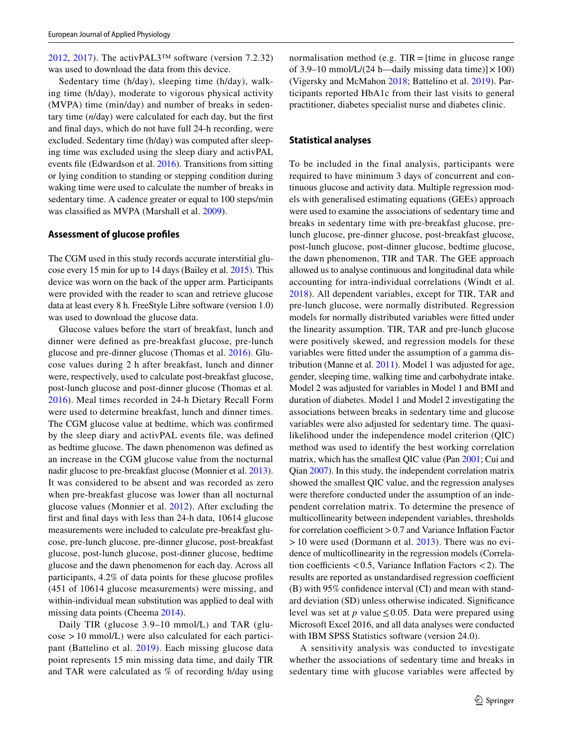2012, 2017). The activPAL3™ software (version 7.2.32) was used to download the data from this device.

Sedentary time (h/day), sleeping time (h/day), walking time (h/day), moderate to vigorous physical activity (MVPA) time (min/day) and number of breaks in sedentary time (*n*/day) were calculated for each day, but the first and final days, which do not have full 24-h recording, were excluded. Sedentary time (h/day) was computed after sleeping time was excluded using the sleep diary and activPAL events file (Edwardson et al. 2016). Transitions from sitting or lying condition to standing or stepping condition during waking time were used to calculate the number of breaks in sedentary time. A cadence greater or equal to 100 steps/min was classified as MVPA (Marshall et al. 2009).

### Assessment of glucose profiles

The CGM used in this study records accurate interstitial glucose every 15 min for up to 14 days (Bailey et al. 2015). This device was worn on the back of the upper arm. Participants were provided with the reader to scan and retrieve glucose data at least every 8 h. FreeStyle Libre software (version 1.0) was used to download the glucose data.

Glucose values before the start of breakfast, lunch and dinner were defined as pre-breakfast glucose, pre-lunch glucose and pre-dinner glucose (Thomas et al. 2016). Glucose values during 2 h after breakfast, lunch and dinner were, respectively, used to calculate post-breakfast glucose, post-lunch glucose and post-dinner glucose (Thomas et al. 2016). Meal times recorded in 24-h Dietary Recall Form were used to determine breakfast, lunch and dinner times. The CGM glucose value at bedtime, which was confirmed by the sleep diary and activPAL events file, was defined as bedtime glucose. The dawn phenomenon was defined as an increase in the CGM glucose value from the nocturnal nadir glucose to pre-breakfast glucose (Monnier et al. 2013). It was considered to be absent and was recorded as zero when pre-breakfast glucose was lower than all nocturnal glucose values (Monnier et al. 2012). After excluding the first and final days with less than 24-h data, 10614 glucose measurements were included to calculate pre-breakfast glucose, pre-lunch glucose, pre-dinner glucose, post-breakfast glucose, post-lunch glucose, post-dinner glucose, bedtime glucose and the dawn phenomenon for each day. Across all participants, 4.2% of data points for these glucose profiles (451 of 10614 glucose measurements) were missing, and within-individual mean substitution was applied to deal with missing data points (Cheema 2014).

Daily TIR (glucose 3.9–10 mmol/L) and TAR (glucose > 10 mmol/L) were also calculated for each participant (Battelino et al. 2019). Each missing glucose data point represents 15 min missing data time, and daily TIR and TAR were calculated as % of recording h/day using normalisation method (e.g. TIR = [time in glucose range of 3.9–10 mmol/L/(24 h—daily missing data time)] × 100) (Vigersky and McMahon 2018; Battelino et al. 2019). Participants reported HbA1c from their last visits to general practitioner, diabetes specialist nurse and diabetes clinic.

### Statistical analyses

To be included in the final analysis, participants were required to have minimum 3 days of concurrent and continuous glucose and activity data. Multiple regression models with generalised estimating equations (GEEs) approach were used to examine the associations of sedentary time and breaks in sedentary time with pre-breakfast glucose, pre-lunch glucose, pre-dinner glucose, post-breakfast glucose, post-lunch glucose, post-dinner glucose, bedtime glucose, the dawn phenomenon, TIR and TAR. The GEE approach allowed us to analyse continuous and longitudinal data while accounting for intra-individual correlations (Windt et al. 2018). All dependent variables, except for TIR, TAR and pre-lunch glucose, were normally distributed. Regression models for normally distributed variables were fitted under the linearity assumption. TIR, TAR and pre-lunch glucose were positively skewed, and regression models for these variables were fitted under the assumption of a gamma distribution (Manne et al. 2011). Model 1 was adjusted for age, gender, sleeping time, walking time and carbohydrate intake. Model 2 was adjusted for variables in Model 1 and BMI and duration of diabetes. Model 1 and Model 2 investigating the associations between breaks in sedentary time and glucose variables were also adjusted for sedentary time. The quasi-likelihood under the independence model criterion (QIC) method was used to identify the best working correlation matrix, which has the smallest QIC value (Pan 2001; Cui and Qian 2007). In this study, the independent correlation matrix showed the smallest QIC value, and the regression analyses were therefore conducted under the assumption of an independent correlation matrix. To determine the presence of multicollinearity between independent variables, thresholds for correlation coefficient > 0.7 and Variance Inflation Factor > 10 were used (Dormann et al. 2013). There was no evidence of multicollinearity in the regression models (Correlation coefficients < 0.5, Variance Inflation Factors < 2). The results are reported as unstandardised regression coefficient (B) with 95% confidence interval (CI) and mean with standard deviation (SD) unless otherwise indicated. Significance level was set at $p$ value $\leq 0.05$. Data were prepared using Microsoft Excel 2016, and all data analyses were conducted with IBM SPSS Statistics software (version 24.0).

A sensitivity analysis was conducted to investigate whether the associations of sedentary time and breaks in sedentary time with glucose variables were affected by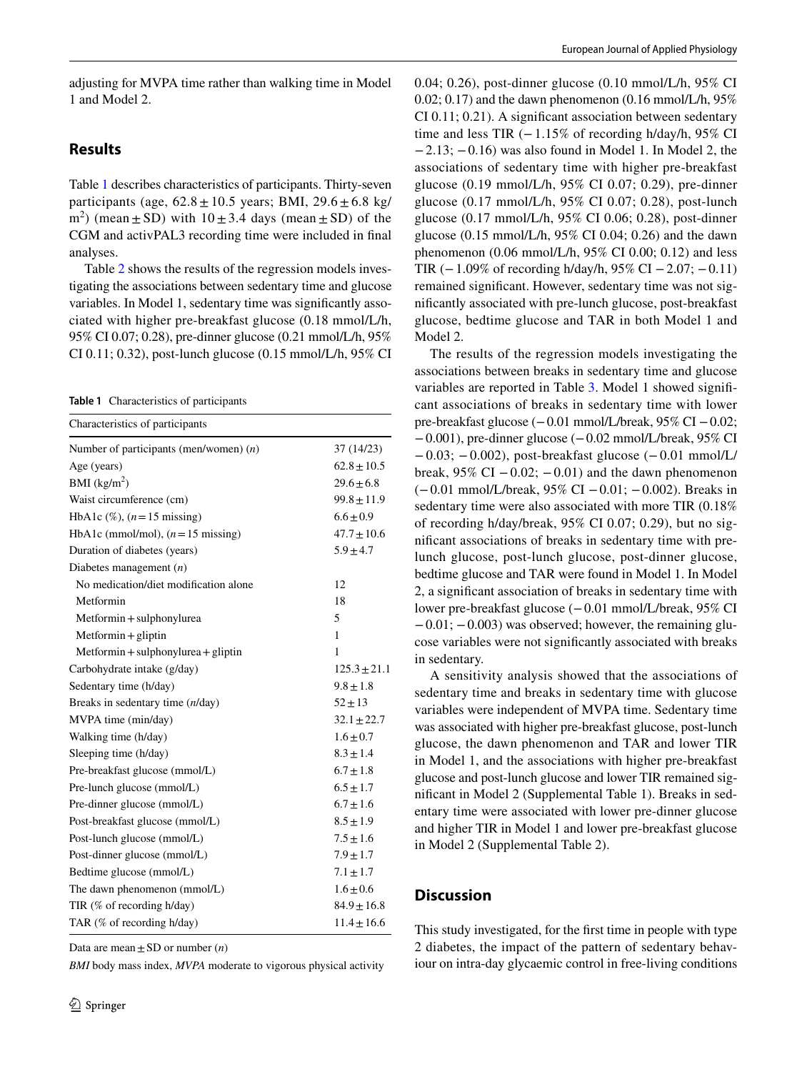adjusting for MVPA time rather than walking time in Model 1 and Model 2.

## Results

Table 1 describes characteristics of participants. Thirty-seven participants (age, 62.8 ± 10.5 years; BMI, 29.6 ± 6.8 kg/m$^2$) (mean ± SD) with 10 ± 3.4 days (mean ± SD) of the CGM and activPAL3 recording time were included in final analyses.

Table 2 shows the results of the regression models investigating the associations between sedentary time and glucose variables. In Model 1, sedentary time was significantly associated with higher pre-breakfast glucose (0.18 mmol/L/h, 95% CI 0.07; 0.28), pre-dinner glucose (0.21 mmol/L/h, 95% CI 0.11; 0.32), post-lunch glucose (0.15 mmol/L/h, 95% CI 0.04; 0.26), post-dinner glucose (0.10 mmol/L/h, 95% CI 0.02; 0.17) and the dawn phenomenon (0.16 mmol/L/h, 95% CI 0.11; 0.21). A significant association between sedentary time and less TIR (− 1.15% of recording h/day/h, 95% CI − 2.13; − 0.16) was also found in Model 1. In Model 2, the associations of sedentary time with higher pre-breakfast glucose (0.19 mmol/L/h, 95% CI 0.07; 0.29), pre-dinner glucose (0.17 mmol/L/h, 95% CI 0.07; 0.28), post-lunch glucose (0.17 mmol/L/h, 95% CI 0.06; 0.28), post-dinner glucose (0.15 mmol/L/h, 95% CI 0.04; 0.26) and the dawn phenomenon (0.06 mmol/L/h, 95% CI 0.00; 0.12) and less TIR (− 1.09% of recording h/day/h, 95% CI − 2.07; − 0.11) remained significant. However, sedentary time was not significantly associated with pre-lunch glucose, post-breakfast glucose, bedtime glucose and TAR in both Model 1 and Model 2.

The results of the regression models investigating the associations between breaks in sedentary time and glucose variables are reported in Table 3. Model 1 showed significant associations of breaks in sedentary time with lower pre-breakfast glucose (− 0.01 mmol/L/break, 95% CI − 0.02; − 0.001), pre-dinner glucose (− 0.02 mmol/L/break, 95% CI − 0.03; − 0.002), post-breakfast glucose (− 0.01 mmol/L/break, 95% CI − 0.02; − 0.01) and the dawn phenomenon (− 0.01 mmol/L/break, 95% CI − 0.01; − 0.002). Breaks in sedentary time were also associated with more TIR (0.18% of recording h/day/break, 95% CI 0.07; 0.29), but no significant associations of breaks in sedentary time with pre-lunch glucose, post-lunch glucose, post-dinner glucose, bedtime glucose and TAR were found in Model 1. In Model 2, a significant association of breaks in sedentary time with lower pre-breakfast glucose (− 0.01 mmol/L/break, 95% CI − 0.01; − 0.003) was observed; however, the remaining glucose variables were not significantly associated with breaks in sedentary.

A sensitivity analysis showed that the associations of sedentary time and breaks in sedentary time with glucose variables were independent of MVPA time. Sedentary time was associated with higher pre-breakfast glucose, post-lunch glucose, the dawn phenomenon and TAR and lower TIR in Model 1, and the associations with higher pre-breakfast glucose and post-lunch glucose and lower TIR remained significant in Model 2 (Supplemental Table 1). Breaks in sedentary time were associated with lower pre-dinner glucose and higher TIR in Model 1 and lower pre-breakfast glucose in Model 2 (Supplemental Table 2).

**Table 1** Characteristics of participants

| Characteristics of participants | |
|---|---|
| Number of participants (men/women) (*n*) | 37 (14/23) |
| Age (years) | 62.8 ± 10.5 |
| BMI (kg/m$^2$) | 29.6 ± 6.8 |
| Waist circumference (cm) | 99.8 ± 11.9 |
| HbA1c (%), (*n* = 15 missing) | 6.6 ± 0.9 |
| HbA1c (mmol/mol), (*n* = 15 missing) | 47.7 ± 10.6 |
| Duration of diabetes (years) | 5.9 ± 4.7 |
| Diabetes management (*n*) | |
| No medication/diet modification alone | 12 |
| Metformin | 18 |
| Metformin + sulphonylurea | 5 |
| Metformin + gliptin | 1 |
| Metformin + sulphonylurea + gliptin | 1 |
| Carbohydrate intake (g/day) | 125.3 ± 21.1 |
| Sedentary time (h/day) | 9.8 ± 1.8 |
| Breaks in sedentary time (*n*/day) | 52 ± 13 |
| MVPA time (min/day) | 32.1 ± 22.7 |
| Walking time (h/day) | 1.6 ± 0.7 |
| Sleeping time (h/day) | 8.3 ± 1.4 |
| Pre-breakfast glucose (mmol/L) | 6.7 ± 1.8 |
| Pre-lunch glucose (mmol/L) | 6.5 ± 1.7 |
| Pre-dinner glucose (mmol/L) | 6.7 ± 1.6 |
| Post-breakfast glucose (mmol/L) | 8.5 ± 1.9 |
| Post-lunch glucose (mmol/L) | 7.5 ± 1.6 |
| Post-dinner glucose (mmol/L) | 7.9 ± 1.7 |
| Bedtime glucose (mmol/L) | 7.1 ± 1.7 |
| The dawn phenomenon (mmol/L) | 1.6 ± 0.6 |
| TIR (% of recording h/day) | 84.9 ± 16.8 |
| TAR (% of recording h/day) | 11.4 ± 16.6 |

Data are mean ± SD or number (*n*)

*BMI* body mass index, *MVPA* moderate to vigorous physical activity

## Discussion

This study investigated, for the first time in people with type 2 diabetes, the impact of the pattern of sedentary behaviour on intra-day glycaemic control in free-living conditions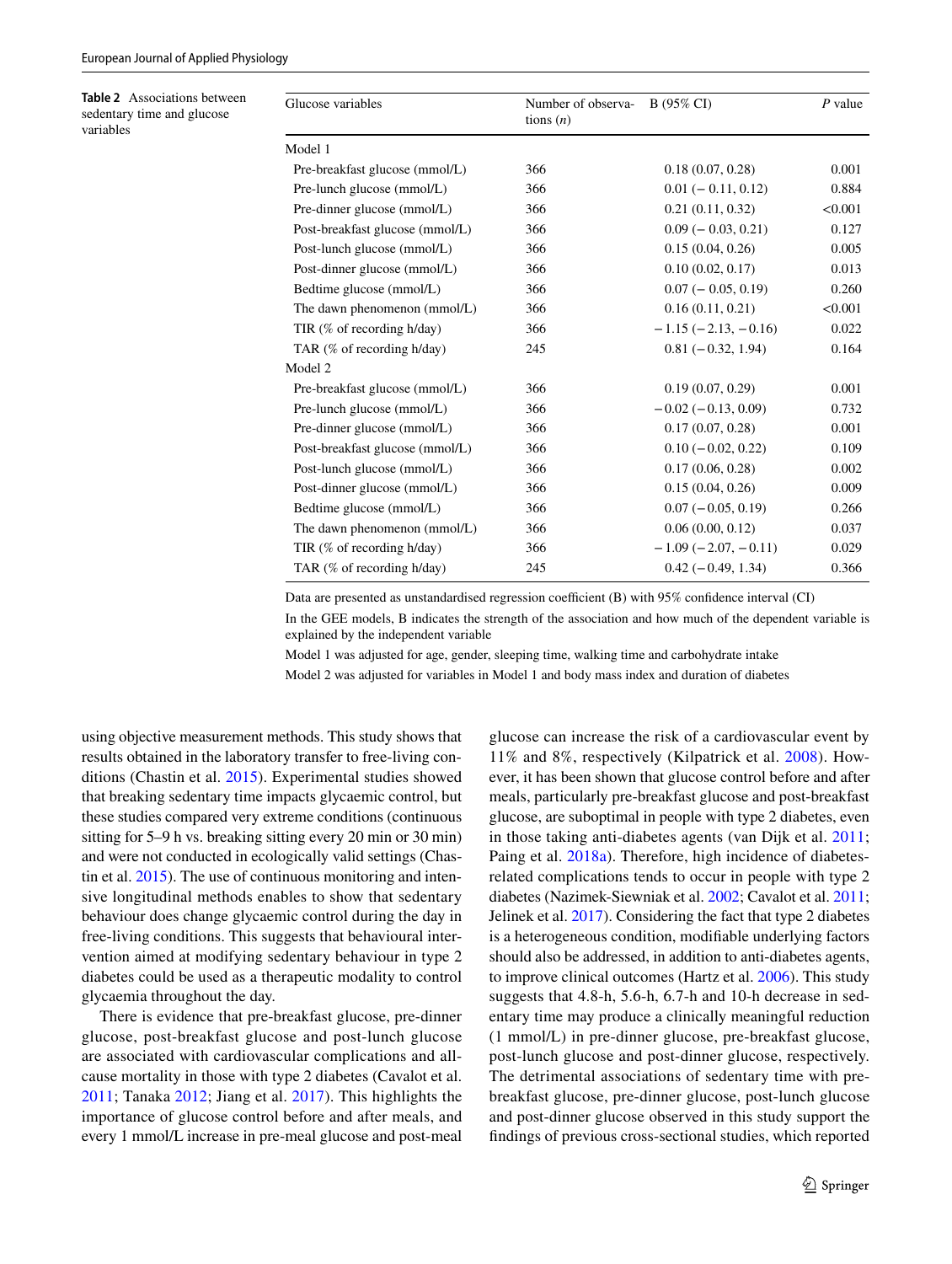**Table 2** Associations between sedentary time and glucose variables

| Glucose variables | Number of observations (*n*) | B (95% CI) | *P* value |
|---|---|---|---|
| Model 1 | | | |
| Pre-breakfast glucose (mmol/L) | 366 | 0.18 (0.07, 0.28) | 0.001 |
| Pre-lunch glucose (mmol/L) | 366 | 0.01 (− 0.11, 0.12) | 0.884 |
| Pre-dinner glucose (mmol/L) | 366 | 0.21 (0.11, 0.32) | <0.001 |
| Post-breakfast glucose (mmol/L) | 366 | 0.09 (− 0.03, 0.21) | 0.127 |
| Post-lunch glucose (mmol/L) | 366 | 0.15 (0.04, 0.26) | 0.005 |
| Post-dinner glucose (mmol/L) | 366 | 0.10 (0.02, 0.17) | 0.013 |
| Bedtime glucose (mmol/L) | 366 | 0.07 (− 0.05, 0.19) | 0.260 |
| The dawn phenomenon (mmol/L) | 366 | 0.16 (0.11, 0.21) | <0.001 |
| TIR (% of recording h/day) | 366 | −1.15 (−2.13, −0.16) | 0.022 |
| TAR (% of recording h/day) | 245 | 0.81 (−0.32, 1.94) | 0.164 |
| Model 2 | | | |
| Pre-breakfast glucose (mmol/L) | 366 | 0.19 (0.07, 0.29) | 0.001 |
| Pre-lunch glucose (mmol/L) | 366 | −0.02 (−0.13, 0.09) | 0.732 |
| Pre-dinner glucose (mmol/L) | 366 | 0.17 (0.07, 0.28) | 0.001 |
| Post-breakfast glucose (mmol/L) | 366 | 0.10 (−0.02, 0.22) | 0.109 |
| Post-lunch glucose (mmol/L) | 366 | 0.17 (0.06, 0.28) | 0.002 |
| Post-dinner glucose (mmol/L) | 366 | 0.15 (0.04, 0.26) | 0.009 |
| Bedtime glucose (mmol/L) | 366 | 0.07 (−0.05, 0.19) | 0.266 |
| The dawn phenomenon (mmol/L) | 366 | 0.06 (0.00, 0.12) | 0.037 |
| TIR (% of recording h/day) | 366 | −1.09 (−2.07, −0.11) | 0.029 |
| TAR (% of recording h/day) | 245 | 0.42 (−0.49, 1.34) | 0.366 |

Data are presented as unstandardised regression coefficient (B) with 95% confidence interval (CI)

In the GEE models, B indicates the strength of the association and how much of the dependent variable is explained by the independent variable

Model 1 was adjusted for age, gender, sleeping time, walking time and carbohydrate intake

Model 2 was adjusted for variables in Model 1 and body mass index and duration of diabetes

using objective measurement methods. This study shows that results obtained in the laboratory transfer to free-living conditions (Chastin et al. 2015). Experimental studies showed that breaking sedentary time impacts glycaemic control, but these studies compared very extreme conditions (continuous sitting for 5–9 h vs. breaking sitting every 20 min or 30 min) and were not conducted in ecologically valid settings (Chastin et al. 2015). The use of continuous monitoring and intensive longitudinal methods enables to show that sedentary behaviour does change glycaemic control during the day in free-living conditions. This suggests that behavioural intervention aimed at modifying sedentary behaviour in type 2 diabetes could be used as a therapeutic modality to control glycaemia throughout the day.

There is evidence that pre-breakfast glucose, pre-dinner glucose, post-breakfast glucose and post-lunch glucose are associated with cardiovascular complications and all-cause mortality in those with type 2 diabetes (Cavalot et al. 2011; Tanaka 2012; Jiang et al. 2017). This highlights the importance of glucose control before and after meals, and every 1 mmol/L increase in pre-meal glucose and post-meal glucose can increase the risk of a cardiovascular event by 11% and 8%, respectively (Kilpatrick et al. 2008). However, it has been shown that glucose control before and after meals, particularly pre-breakfast glucose and post-breakfast glucose, are suboptimal in people with type 2 diabetes, even in those taking anti-diabetes agents (van Dijk et al. 2011; Paing et al. 2018a). Therefore, high incidence of diabetes-related complications tends to occur in people with type 2 diabetes (Nazimek-Siewniak et al. 2002; Cavalot et al. 2011; Jelinek et al. 2017). Considering the fact that type 2 diabetes is a heterogeneous condition, modifiable underlying factors should also be addressed, in addition to anti-diabetes agents, to improve clinical outcomes (Hartz et al. 2006). This study suggests that 4.8-h, 5.6-h, 6.7-h and 10-h decrease in sedentary time may produce a clinically meaningful reduction (1 mmol/L) in pre-dinner glucose, pre-breakfast glucose, post-lunch glucose and post-dinner glucose, respectively. The detrimental associations of sedentary time with pre-breakfast glucose, pre-dinner glucose, post-lunch glucose and post-dinner glucose observed in this study support the findings of previous cross-sectional studies, which reported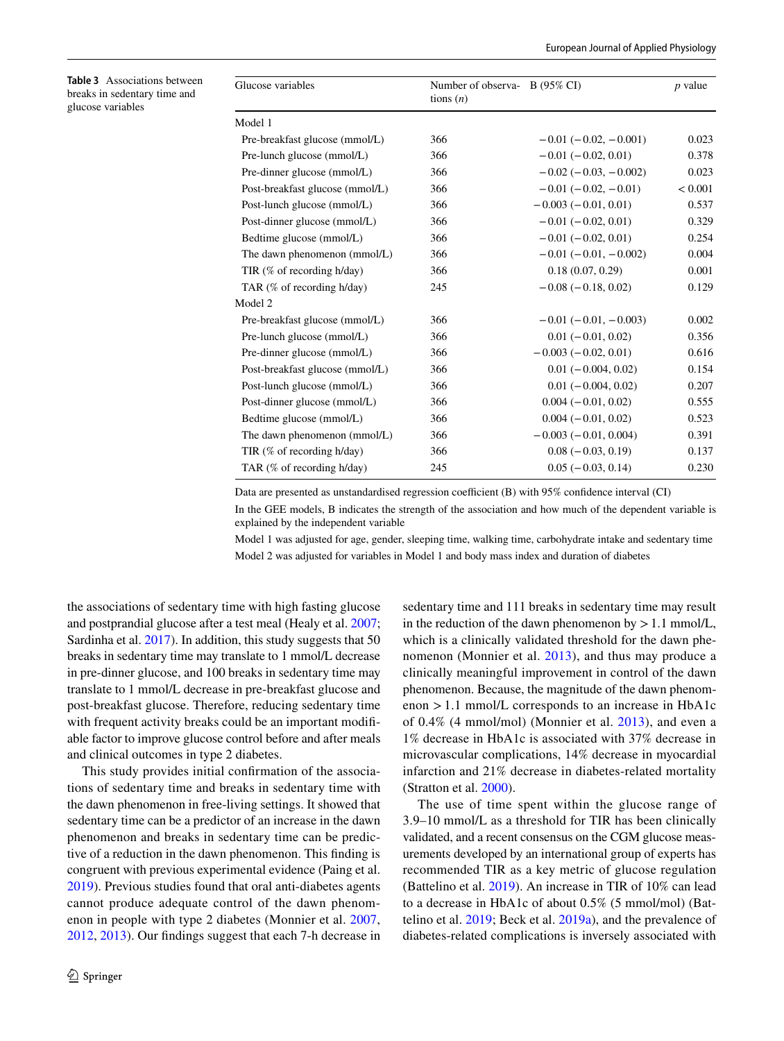**Table 3** Associations between breaks in sedentary time and glucose variables

| Glucose variables | Number of observations (*n*) | B (95% CI) | *p* value |
|---|---|---|---|
| Model 1 | | | |
| Pre-breakfast glucose (mmol/L) | 366 | −0.01 (−0.02, −0.001) | 0.023 |
| Pre-lunch glucose (mmol/L) | 366 | −0.01 (−0.02, 0.01) | 0.378 |
| Pre-dinner glucose (mmol/L) | 366 | −0.02 (−0.03, −0.002) | 0.023 |
| Post-breakfast glucose (mmol/L) | 366 | −0.01 (−0.02, −0.01) | < 0.001 |
| Post-lunch glucose (mmol/L) | 366 | −0.003 (−0.01, 0.01) | 0.537 |
| Post-dinner glucose (mmol/L) | 366 | −0.01 (−0.02, 0.01) | 0.329 |
| Bedtime glucose (mmol/L) | 366 | −0.01 (−0.02, 0.01) | 0.254 |
| The dawn phenomenon (mmol/L) | 366 | −0.01 (−0.01, −0.002) | 0.004 |
| TIR (% of recording h/day) | 366 | 0.18 (0.07, 0.29) | 0.001 |
| TAR (% of recording h/day) | 245 | −0.08 (−0.18, 0.02) | 0.129 |
| Model 2 | | | |
| Pre-breakfast glucose (mmol/L) | 366 | −0.01 (−0.01, −0.003) | 0.002 |
| Pre-lunch glucose (mmol/L) | 366 | 0.01 (−0.01, 0.02) | 0.356 |
| Pre-dinner glucose (mmol/L) | 366 | −0.003 (−0.02, 0.01) | 0.616 |
| Post-breakfast glucose (mmol/L) | 366 | 0.01 (−0.004, 0.02) | 0.154 |
| Post-lunch glucose (mmol/L) | 366 | 0.01 (−0.004, 0.02) | 0.207 |
| Post-dinner glucose (mmol/L) | 366 | 0.004 (−0.01, 0.02) | 0.555 |
| Bedtime glucose (mmol/L) | 366 | 0.004 (−0.01, 0.02) | 0.523 |
| The dawn phenomenon (mmol/L) | 366 | −0.003 (−0.01, 0.004) | 0.391 |
| TIR (% of recording h/day) | 366 | 0.08 (−0.03, 0.19) | 0.137 |
| TAR (% of recording h/day) | 245 | 0.05 (−0.03, 0.14) | 0.230 |

Data are presented as unstandardised regression coefficient (B) with 95% confidence interval (CI)

In the GEE models, B indicates the strength of the association and how much of the dependent variable is explained by the independent variable

Model 1 was adjusted for age, gender, sleeping time, walking time, carbohydrate intake and sedentary time

Model 2 was adjusted for variables in Model 1 and body mass index and duration of diabetes

the associations of sedentary time with high fasting glucose and postprandial glucose after a test meal (Healy et al. 2007; Sardinha et al. 2017). In addition, this study suggests that 50 breaks in sedentary time may translate to 1 mmol/L decrease in pre-dinner glucose, and 100 breaks in sedentary time may translate to 1 mmol/L decrease in pre-breakfast glucose and post-breakfast glucose. Therefore, reducing sedentary time with frequent activity breaks could be an important modifiable factor to improve glucose control before and after meals and clinical outcomes in type 2 diabetes.

This study provides initial confirmation of the associations of sedentary time and breaks in sedentary time with the dawn phenomenon in free-living settings. It showed that sedentary time can be a predictor of an increase in the dawn phenomenon and breaks in sedentary time can be predictive of a reduction in the dawn phenomenon. This finding is congruent with previous experimental evidence (Paing et al. 2019). Previous studies found that oral anti-diabetes agents cannot produce adequate control of the dawn phenomenon in people with type 2 diabetes (Monnier et al. 2007, 2012, 2013). Our findings suggest that each 7-h decrease in sedentary time and 111 breaks in sedentary time may result in the reduction of the dawn phenomenon by > 1.1 mmol/L, which is a clinically validated threshold for the dawn phenomenon (Monnier et al. 2013), and thus may produce a clinically meaningful improvement in control of the dawn phenomenon. Because, the magnitude of the dawn phenomenon > 1.1 mmol/L corresponds to an increase in HbA1c of 0.4% (4 mmol/mol) (Monnier et al. 2013), and even a 1% decrease in HbA1c is associated with 37% decrease in microvascular complications, 14% decrease in myocardial infarction and 21% decrease in diabetes-related mortality (Stratton et al. 2000).

The use of time spent within the glucose range of 3.9–10 mmol/L as a threshold for TIR has been clinically validated, and a recent consensus on the CGM glucose measurements developed by an international group of experts has recommended TIR as a key metric of glucose regulation (Battelino et al. 2019). An increase in TIR of 10% can lead to a decrease in HbA1c of about 0.5% (5 mmol/mol) (Battelino et al. 2019; Beck et al. 2019a), and the prevalence of diabetes-related complications is inversely associated with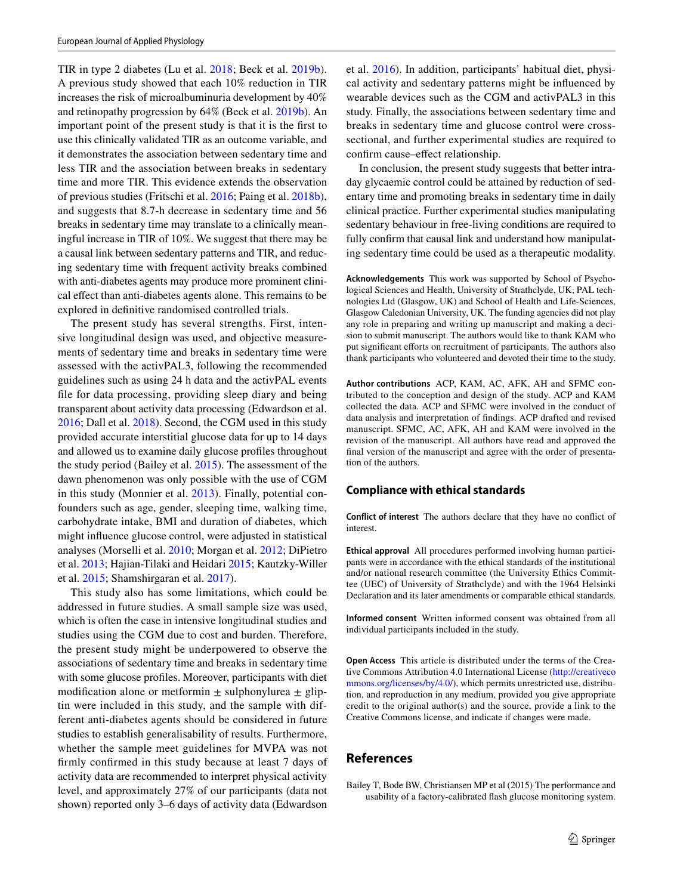TIR in type 2 diabetes (Lu et al. 2018; Beck et al. 2019b). A previous study showed that each 10% reduction in TIR increases the risk of microalbuminuria development by 40% and retinopathy progression by 64% (Beck et al. 2019b). An important point of the present study is that it is the first to use this clinically validated TIR as an outcome variable, and it demonstrates the association between sedentary time and less TIR and the association between breaks in sedentary time and more TIR. This evidence extends the observation of previous studies (Fritschi et al. 2016; Paing et al. 2018b), and suggests that 8.7-h decrease in sedentary time and 56 breaks in sedentary time may translate to a clinically meaningful increase in TIR of 10%. We suggest that there may be a causal link between sedentary patterns and TIR, and reducing sedentary time with frequent activity breaks combined with anti-diabetes agents may produce more prominent clinical effect than anti-diabetes agents alone. This remains to be explored in definitive randomised controlled trials.

The present study has several strengths. First, intensive longitudinal design was used, and objective measurements of sedentary time and breaks in sedentary time were assessed with the activPAL3, following the recommended guidelines such as using 24 h data and the activPAL events file for data processing, providing sleep diary and being transparent about activity data processing (Edwardson et al. 2016; Dall et al. 2018). Second, the CGM used in this study provided accurate interstitial glucose data for up to 14 days and allowed us to examine daily glucose profiles throughout the study period (Bailey et al. 2015). The assessment of the dawn phenomenon was only possible with the use of CGM in this study (Monnier et al. 2013). Finally, potential confounders such as age, gender, sleeping time, walking time, carbohydrate intake, BMI and duration of diabetes, which might influence glucose control, were adjusted in statistical analyses (Morselli et al. 2010; Morgan et al. 2012; DiPietro et al. 2013; Hajian-Tilaki and Heidari 2015; Kautzky-Willer et al. 2015; Shamshirgaran et al. 2017).

This study also has some limitations, which could be addressed in future studies. A small sample size was used, which is often the case in intensive longitudinal studies and studies using the CGM due to cost and burden. Therefore, the present study might be underpowered to observe the associations of sedentary time and breaks in sedentary time with some glucose profiles. Moreover, participants with diet modification alone or metformin ± sulphonylurea ± gliptin were included in this study, and the sample with different anti-diabetes agents should be considered in future studies to establish generalisability of results. Furthermore, whether the sample meet guidelines for MVPA was not firmly confirmed in this study because at least 7 days of activity data are recommended to interpret physical activity level, and approximately 27% of our participants (data not shown) reported only 3–6 days of activity data (Edwardson et al. 2016). In addition, participants' habitual diet, physical activity and sedentary patterns might be influenced by wearable devices such as the CGM and activPAL3 in this study. Finally, the associations between sedentary time and breaks in sedentary time and glucose control were cross-sectional, and further experimental studies are required to confirm cause–effect relationship.

In conclusion, the present study suggests that better intraday glycaemic control could be attained by reduction of sedentary time and promoting breaks in sedentary time in daily clinical practice. Further experimental studies manipulating sedentary behaviour in free-living conditions are required to fully confirm that causal link and understand how manipulating sedentary time could be used as a therapeutic modality.

**Acknowledgements** This work was supported by School of Psychological Sciences and Health, University of Strathclyde, UK; PAL technologies Ltd (Glasgow, UK) and School of Health and Life-Sciences, Glasgow Caledonian University, UK. The funding agencies did not play any role in preparing and writing up manuscript and making a decision to submit manuscript. The authors would like to thank KAM who put significant efforts on recruitment of participants. The authors also thank participants who volunteered and devoted their time to the study.

**Author contributions** ACP, KAM, AC, AFK, AH and SFMC contributed to the conception and design of the study. ACP and KAM collected the data. ACP and SFMC were involved in the conduct of data analysis and interpretation of findings. ACP drafted and revised manuscript. SFMC, AC, AFK, AH and KAM were involved in the revision of the manuscript. All authors have read and approved the final version of the manuscript and agree with the order of presentation of the authors.

## Compliance with ethical standards

**Conflict of interest** The authors declare that they have no conflict of interest.

**Ethical approval** All procedures performed involving human participants were in accordance with the ethical standards of the institutional and/or national research committee (the University Ethics Committee (UEC) of University of Strathclyde) and with the 1964 Helsinki Declaration and its later amendments or comparable ethical standards.

**Informed consent** Written informed consent was obtained from all individual participants included in the study.

**Open Access** This article is distributed under the terms of the Creative Commons Attribution 4.0 International License (http://creativecommons.org/licenses/by/4.0/), which permits unrestricted use, distribution, and reproduction in any medium, provided you give appropriate credit to the original author(s) and the source, provide a link to the Creative Commons license, and indicate if changes were made.

## References

Bailey T, Bode BW, Christiansen MP et al (2015) The performance and usability of a factory-calibrated flash glucose monitoring system.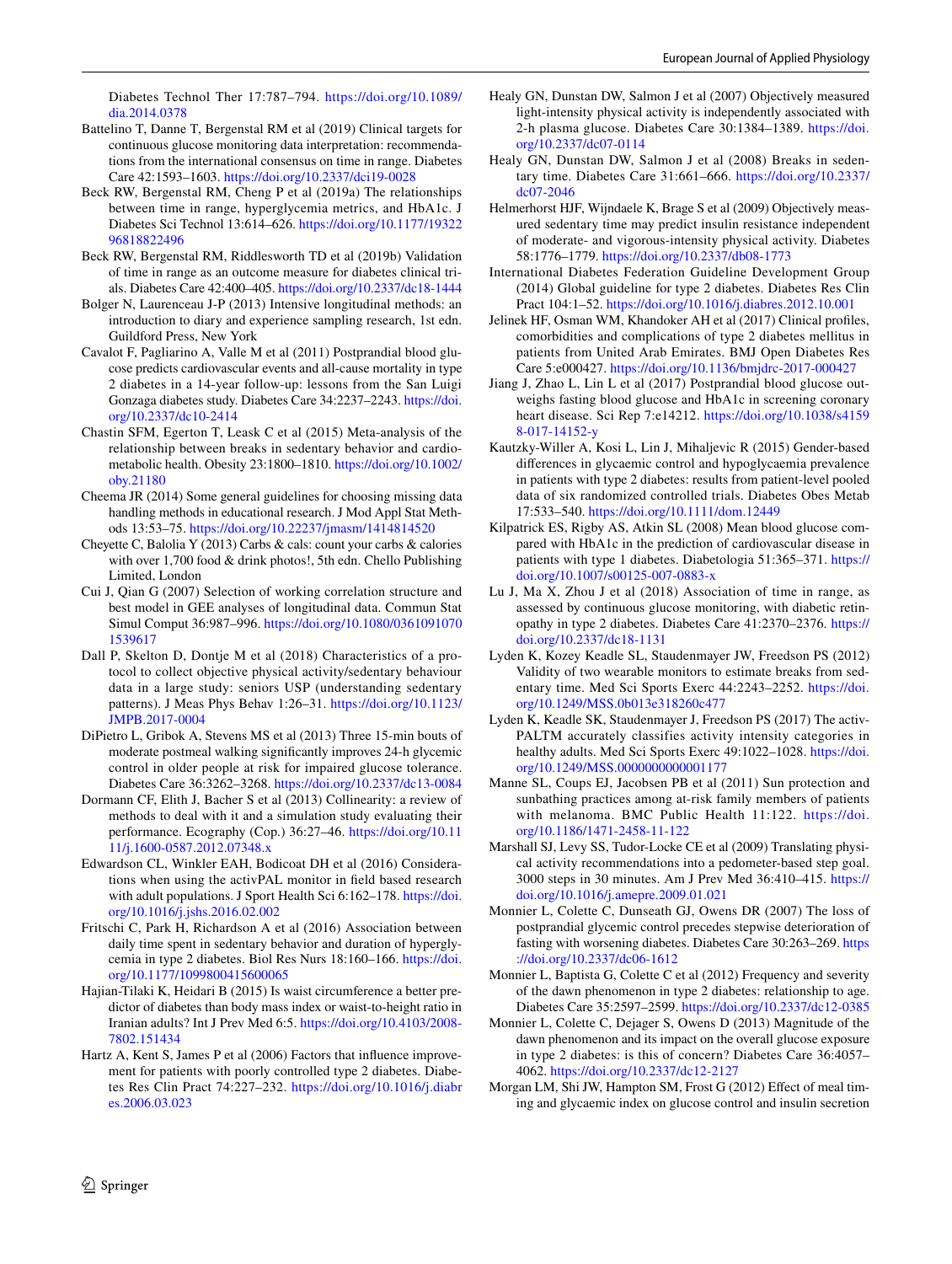Diabetes Technol Ther 17:787–794. https://doi.org/10.1089/dia.2014.0378

Battelino T, Danne T, Bergenstal RM et al (2019) Clinical targets for continuous glucose monitoring data interpretation: recommendations from the international consensus on time in range. Diabetes Care 42:1593–1603. https://doi.org/10.2337/dci19-0028

Beck RW, Bergenstal RM, Cheng P et al (2019a) The relationships between time in range, hyperglycemia metrics, and HbA1c. J Diabetes Sci Technol 13:614–626. https://doi.org/10.1177/1932296818822496

Beck RW, Bergenstal RM, Riddlesworth TD et al (2019b) Validation of time in range as an outcome measure for diabetes clinical trials. Diabetes Care 42:400–405. https://doi.org/10.2337/dc18-1444

Bolger N, Laurenceau J-P (2013) Intensive longitudinal methods: an introduction to diary and experience sampling research, 1st edn. Guildford Press, New York

Cavalot F, Pagliarino A, Valle M et al (2011) Postprandial blood glucose predicts cardiovascular events and all-cause mortality in type 2 diabetes in a 14-year follow-up: lessons from the San Luigi Gonzaga diabetes study. Diabetes Care 34:2237–2243. https://doi.org/10.2337/dc10-2414

Chastin SFM, Egerton T, Leask C et al (2015) Meta-analysis of the relationship between breaks in sedentary behavior and cardiometabolic health. Obesity 23:1800–1810. https://doi.org/10.1002/oby.21180

Cheema JR (2014) Some general guidelines for choosing missing data handling methods in educational research. J Mod Appl Stat Methods 13:53–75. https://doi.org/10.22237/jmasm/1414814520

Cheyette C, Balolia Y (2013) Carbs & cals: count your carbs & calories with over 1,700 food & drink photos!, 5th edn. Chello Publishing Limited, London

Cui J, Qian G (2007) Selection of working correlation structure and best model in GEE analyses of longitudinal data. Commun Stat Simul Comput 36:987–996. https://doi.org/10.1080/03610910701539617

Dall P, Skelton D, Dontje M et al (2018) Characteristics of a protocol to collect objective physical activity/sedentary behaviour data in a large study: seniors USP (understanding sedentary patterns). J Meas Phys Behav 1:26–31. https://doi.org/10.1123/JMPB.2017-0004

DiPietro L, Gribok A, Stevens MS et al (2013) Three 15-min bouts of moderate postmeal walking significantly improves 24-h glycemic control in older people at risk for impaired glucose tolerance. Diabetes Care 36:3262–3268. https://doi.org/10.2337/dc13-0084

Dormann CF, Elith J, Bacher S et al (2013) Collinearity: a review of methods to deal with it and a simulation study evaluating their performance. Ecography (Cop.) 36:27–46. https://doi.org/10.1111/j.1600-0587.2012.07348.x

Edwardson CL, Winkler EAH, Bodicoat DH et al (2016) Considerations when using the activPAL monitor in field based research with adult populations. J Sport Health Sci 6:162–178. https://doi.org/10.1016/j.jshs.2016.02.002

Fritschi C, Park H, Richardson A et al (2016) Association between daily time spent in sedentary behavior and duration of hyperglycemia in type 2 diabetes. Biol Res Nurs 18:160–166. https://doi.org/10.1177/1099800415600065

Hajian-Tilaki K, Heidari B (2015) Is waist circumference a better predictor of diabetes than body mass index or waist-to-height ratio in Iranian adults? Int J Prev Med 6:5. https://doi.org/10.4103/2008-7802.151434

Hartz A, Kent S, James P et al (2006) Factors that influence improvement for patients with poorly controlled type 2 diabetes. Diabetes Res Clin Pract 74:227–232. https://doi.org/10.1016/j.diabres.2006.03.023

Healy GN, Dunstan DW, Salmon J et al (2007) Objectively measured light-intensity physical activity is independently associated with 2-h plasma glucose. Diabetes Care 30:1384–1389. https://doi.org/10.2337/dc07-0114

Healy GN, Dunstan DW, Salmon J et al (2008) Breaks in sedentary time. Diabetes Care 31:661–666. https://doi.org/10.2337/dc07-2046

Helmerhorst HJF, Wijndaele K, Brage S et al (2009) Objectively measured sedentary time may predict insulin resistance independent of moderate- and vigorous-intensity physical activity. Diabetes 58:1776–1779. https://doi.org/10.2337/db08-1773

International Diabetes Federation Guideline Development Group (2014) Global guideline for type 2 diabetes. Diabetes Res Clin Pract 104:1–52. https://doi.org/10.1016/j.diabres.2012.10.001

Jelinek HF, Osman WM, Khandoker AH et al (2017) Clinical profiles, comorbidities and complications of type 2 diabetes mellitus in patients from United Arab Emirates. BMJ Open Diabetes Res Care 5:e000427. https://doi.org/10.1136/bmjdrc-2017-000427

Jiang J, Zhao L, Lin L et al (2017) Postprandial blood glucose outweighs fasting blood glucose and HbA1c in screening coronary heart disease. Sci Rep 7:e14212. https://doi.org/10.1038/s41598-017-14152-y

Kautzky-Willer A, Kosi L, Lin J, Mihaljevic R (2015) Gender-based differences in glycaemic control and hypoglycaemia prevalence in patients with type 2 diabetes: results from patient-level pooled data of six randomized controlled trials. Diabetes Obes Metab 17:533–540. https://doi.org/10.1111/dom.12449

Kilpatrick ES, Rigby AS, Atkin SL (2008) Mean blood glucose compared with HbA1c in the prediction of cardiovascular disease in patients with type 1 diabetes. Diabetologia 51:365–371. https://doi.org/10.1007/s00125-007-0883-x

Lu J, Ma X, Zhou J et al (2018) Association of time in range, as assessed by continuous glucose monitoring, with diabetic retinopathy in type 2 diabetes. Diabetes Care 41:2370–2376. https://doi.org/10.2337/dc18-1131

Lyden K, Kozey Keadle SL, Staudenmayer JW, Freedson PS (2012) Validity of two wearable monitors to estimate breaks from sedentary time. Med Sci Sports Exerc 44:2243–2252. https://doi.org/10.1249/MSS.0b013e318260c477

Lyden K, Keadle SK, Staudenmayer J, Freedson PS (2017) The activPALTM accurately classifies activity intensity categories in healthy adults. Med Sci Sports Exerc 49:1022–1028. https://doi.org/10.1249/MSS.0000000000001177

Manne SL, Coups EJ, Jacobsen PB et al (2011) Sun protection and sunbathing practices among at-risk family members of patients with melanoma. BMC Public Health 11:122. https://doi.org/10.1186/1471-2458-11-122

Marshall SJ, Levy SS, Tudor-Locke CE et al (2009) Translating physical activity recommendations into a pedometer-based step goal. 3000 steps in 30 minutes. Am J Prev Med 36:410–415. https://doi.org/10.1016/j.amepre.2009.01.021

Monnier L, Colette C, Dunseath GJ, Owens DR (2007) The loss of postprandial glycemic control precedes stepwise deterioration of fasting with worsening diabetes. Diabetes Care 30:263–269. https://doi.org/10.2337/dc06-1612

Monnier L, Baptista G, Colette C et al (2012) Frequency and severity of the dawn phenomenon in type 2 diabetes: relationship to age. Diabetes Care 35:2597–2599. https://doi.org/10.2337/dc12-0385

Monnier L, Colette C, Dejager S, Owens D (2013) Magnitude of the dawn phenomenon and its impact on the overall glucose exposure in type 2 diabetes: is this of concern? Diabetes Care 36:4057–4062. https://doi.org/10.2337/dc12-2127

Morgan LM, Shi JW, Hampton SM, Frost G (2012) Effect of meal timing and glycaemic index on glucose control and insulin secretion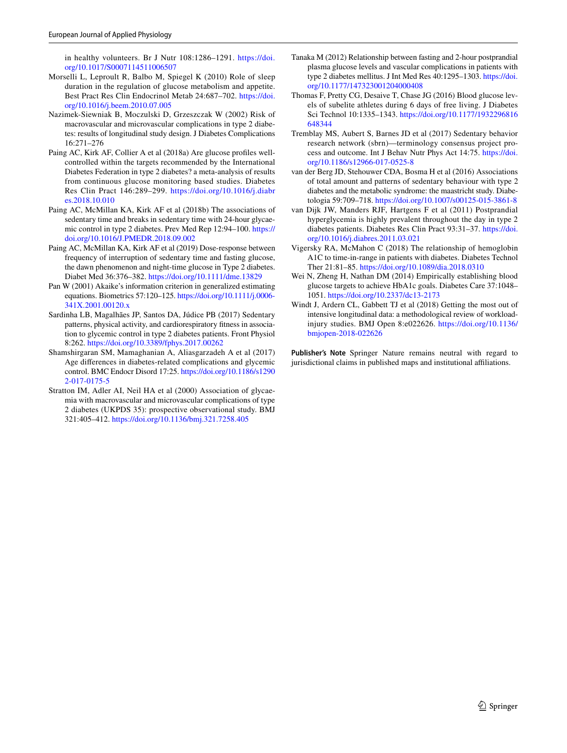in healthy volunteers. Br J Nutr 108:1286–1291. https://doi.org/10.1017/S0007114511006507

Morselli L, Leproult R, Balbo M, Spiegel K (2010) Role of sleep duration in the regulation of glucose metabolism and appetite. Best Pract Res Clin Endocrinol Metab 24:687–702. https://doi.org/10.1016/j.beem.2010.07.005

Nazimek-Siewniak B, Moczulski D, Grzeszczak W (2002) Risk of macrovascular and microvascular complications in type 2 diabetes: results of longitudinal study design. J Diabetes Complications 16:271–276

Paing AC, Kirk AF, Collier A et al (2018a) Are glucose profiles well-controlled within the targets recommended by the International Diabetes Federation in type 2 diabetes? a meta-analysis of results from continuous glucose monitoring based studies. Diabetes Res Clin Pract 146:289–299. https://doi.org/10.1016/j.diabres.2018.10.010

Paing AC, McMillan KA, Kirk AF et al (2018b) The associations of sedentary time and breaks in sedentary time with 24-hour glycaemic control in type 2 diabetes. Prev Med Rep 12:94–100. https://doi.org/10.1016/J.PMEDR.2018.09.002

Paing AC, McMillan KA, Kirk AF et al (2019) Dose-response between frequency of interruption of sedentary time and fasting glucose, the dawn phenomenon and night-time glucose in Type 2 diabetes. Diabet Med 36:376–382. https://doi.org/10.1111/dme.13829

Pan W (2001) Akaike's information criterion in generalized estimating equations. Biometrics 57:120–125. https://doi.org/10.1111/j.0006-341X.2001.00120.x

Sardinha LB, Magalhães JP, Santos DA, Júdice PB (2017) Sedentary patterns, physical activity, and cardiorespiratory fitness in association to glycemic control in type 2 diabetes patients. Front Physiol 8:262. https://doi.org/10.3389/fphys.2017.00262

Shamshirgaran SM, Mamaghanian A, Aliasgarzadeh A et al (2017) Age differences in diabetes-related complications and glycemic control. BMC Endocr Disord 17:25. https://doi.org/10.1186/s12902-017-0175-5

Stratton IM, Adler AI, Neil HA et al (2000) Association of glycaemia with macrovascular and microvascular complications of type 2 diabetes (UKPDS 35): prospective observational study. BMJ 321:405–412. https://doi.org/10.1136/bmj.321.7258.405

Tanaka M (2012) Relationship between fasting and 2-hour postprandial plasma glucose levels and vascular complications in patients with type 2 diabetes mellitus. J Int Med Res 40:1295–1303. https://doi.org/10.1177/147323001204000408

Thomas F, Pretty CG, Desaive T, Chase JG (2016) Blood glucose levels of subelite athletes during 6 days of free living. J Diabetes Sci Technol 10:1335–1343. https://doi.org/10.1177/1932296816648344

Tremblay MS, Aubert S, Barnes JD et al (2017) Sedentary behavior research network (sbrn)—terminology consensus project process and outcome. Int J Behav Nutr Phys Act 14:75. https://doi.org/10.1186/s12966-017-0525-8

van der Berg JD, Stehouwer CDA, Bosma H et al (2016) Associations of total amount and patterns of sedentary behaviour with type 2 diabetes and the metabolic syndrome: the maastricht study. Diabetologia 59:709–718. https://doi.org/10.1007/s00125-015-3861-8

van Dijk JW, Manders RJF, Hartgens F et al (2011) Postprandial hyperglycemia is highly prevalent throughout the day in type 2 diabetes patients. Diabetes Res Clin Pract 93:31–37. https://doi.org/10.1016/j.diabres.2011.03.021

Vigersky RA, McMahon C (2018) The relationship of hemoglobin A1C to time-in-range in patients with diabetes. Diabetes Technol Ther 21:81–85. https://doi.org/10.1089/dia.2018.0310

Wei N, Zheng H, Nathan DM (2014) Empirically establishing blood glucose targets to achieve HbA1c goals. Diabetes Care 37:1048–1051. https://doi.org/10.2337/dc13-2173

Windt J, Ardern CL, Gabbett TJ et al (2018) Getting the most out of intensive longitudinal data: a methodological review of workload-injury studies. BMJ Open 8:e022626. https://doi.org/10.1136/bmjopen-2018-022626

**Publisher's Note** Springer Nature remains neutral with regard to jurisdictional claims in published maps and institutional affiliations.